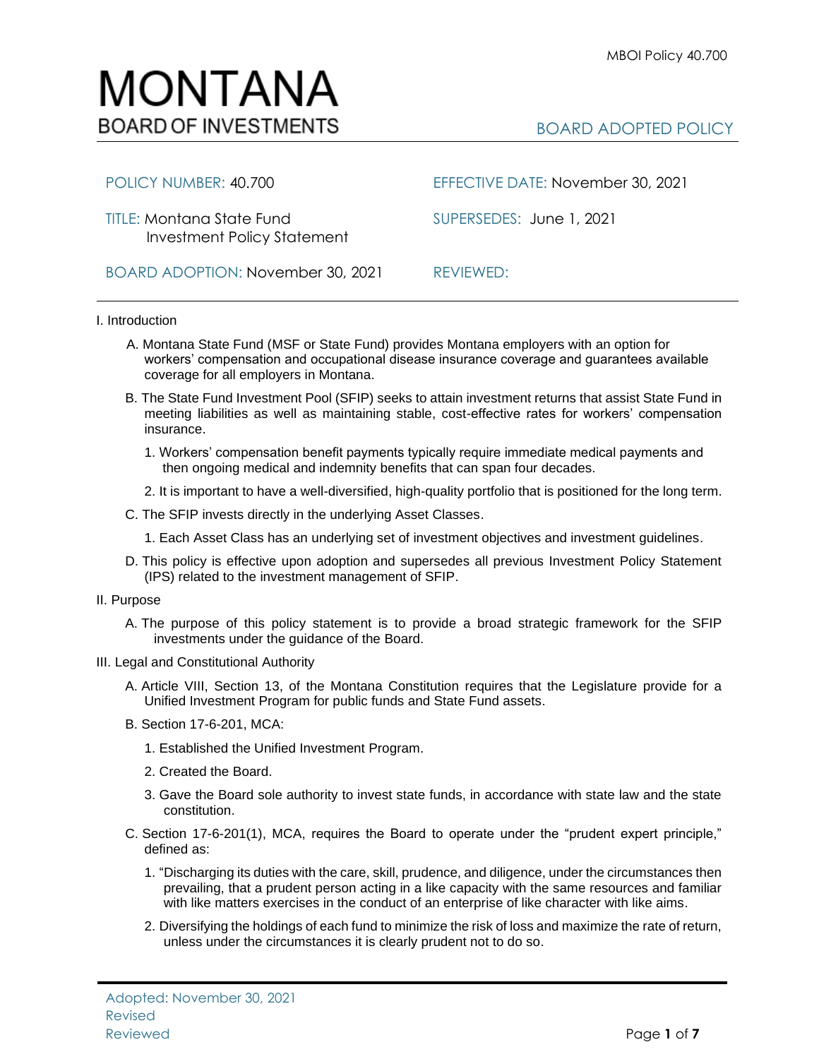# MONTANA
## BOARD OF INVESTMENTS

**BOARD ADOPTED POLICY**

| | |
|---|---|
| POLICY NUMBER: 40.700 | EFFECTIVE DATE: November 30, 2021 |
| TITLE: Montana State Fund Investment Policy Statement | SUPERSEDES: June 1, 2021 |
| BOARD ADOPTION: November 30, 2021 | REVIEWED: |

I. Introduction

A. Montana State Fund (MSF or State Fund) provides Montana employers with an option for workers' compensation and occupational disease insurance coverage and guarantees available coverage for all employers in Montana.

B. The State Fund Investment Pool (SFIP) seeks to attain investment returns that assist State Fund in meeting liabilities as well as maintaining stable, cost-effective rates for workers' compensation insurance.

1. Workers' compensation benefit payments typically require immediate medical payments and then ongoing medical and indemnity benefits that can span four decades.

2. It is important to have a well-diversified, high-quality portfolio that is positioned for the long term.

C. The SFIP invests directly in the underlying Asset Classes.

1. Each Asset Class has an underlying set of investment objectives and investment guidelines.

D. This policy is effective upon adoption and supersedes all previous Investment Policy Statement (IPS) related to the investment management of SFIP.

II. Purpose

A. The purpose of this policy statement is to provide a broad strategic framework for the SFIP investments under the guidance of the Board.

III. Legal and Constitutional Authority

A. Article VIII, Section 13, of the Montana Constitution requires that the Legislature provide for a Unified Investment Program for public funds and State Fund assets.

B. Section 17-6-201, MCA:

1. Established the Unified Investment Program.

2. Created the Board.

3. Gave the Board sole authority to invest state funds, in accordance with state law and the state constitution.

C. Section 17-6-201(1), MCA, requires the Board to operate under the "prudent expert principle," defined as:

1. "Discharging its duties with the care, skill, prudence, and diligence, under the circumstances then prevailing, that a prudent person acting in a like capacity with the same resources and familiar with like matters exercises in the conduct of an enterprise of like character with like aims.

2. Diversifying the holdings of each fund to minimize the risk of loss and maximize the rate of return, unless under the circumstances it is clearly prudent not to do so.

Adopted: November 30, 2021
Revised
Reviewed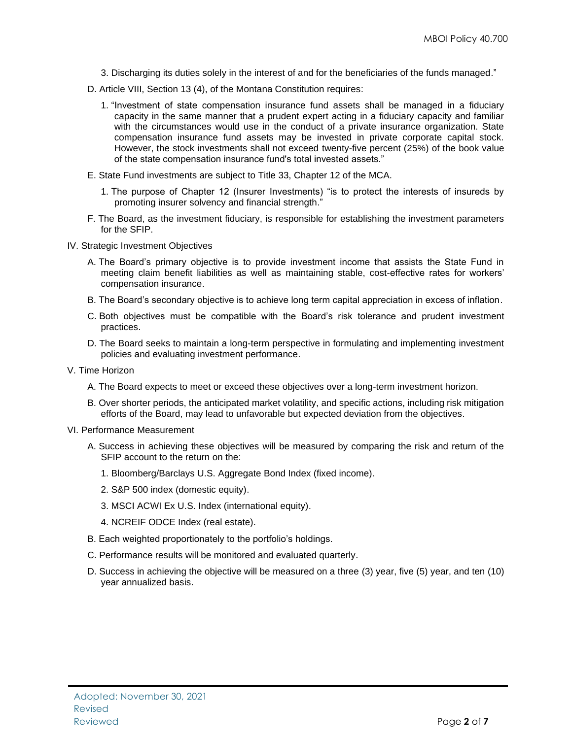3. Discharging its duties solely in the interest of and for the beneficiaries of the funds managed."

D. Article VIII, Section 13 (4), of the Montana Constitution requires:

1. "Investment of state compensation insurance fund assets shall be managed in a fiduciary capacity in the same manner that a prudent expert acting in a fiduciary capacity and familiar with the circumstances would use in the conduct of a private insurance organization. State compensation insurance fund assets may be invested in private corporate capital stock. However, the stock investments shall not exceed twenty-five percent (25%) of the book value of the state compensation insurance fund's total invested assets."

E. State Fund investments are subject to Title 33, Chapter 12 of the MCA.

1. The purpose of Chapter 12 (Insurer Investments) "is to protect the interests of insureds by promoting insurer solvency and financial strength."

F. The Board, as the investment fiduciary, is responsible for establishing the investment parameters for the SFIP.

IV. Strategic Investment Objectives

A. The Board's primary objective is to provide investment income that assists the State Fund in meeting claim benefit liabilities as well as maintaining stable, cost-effective rates for workers' compensation insurance.

B. The Board's secondary objective is to achieve long term capital appreciation in excess of inflation.

C. Both objectives must be compatible with the Board's risk tolerance and prudent investment practices.

D. The Board seeks to maintain a long-term perspective in formulating and implementing investment policies and evaluating investment performance.

V. Time Horizon

A. The Board expects to meet or exceed these objectives over a long-term investment horizon.

B. Over shorter periods, the anticipated market volatility, and specific actions, including risk mitigation efforts of the Board, may lead to unfavorable but expected deviation from the objectives.

VI. Performance Measurement

A. Success in achieving these objectives will be measured by comparing the risk and return of the SFIP account to the return on the:

1. Bloomberg/Barclays U.S. Aggregate Bond Index (fixed income).

2. S&P 500 index (domestic equity).

3. MSCI ACWI Ex U.S. Index (international equity).

4. NCREIF ODCE Index (real estate).

B. Each weighted proportionately to the portfolio's holdings.

C. Performance results will be monitored and evaluated quarterly.

D. Success in achieving the objective will be measured on a three (3) year, five (5) year, and ten (10) year annualized basis.

Adopted: November 30, 2021
Revised
Reviewed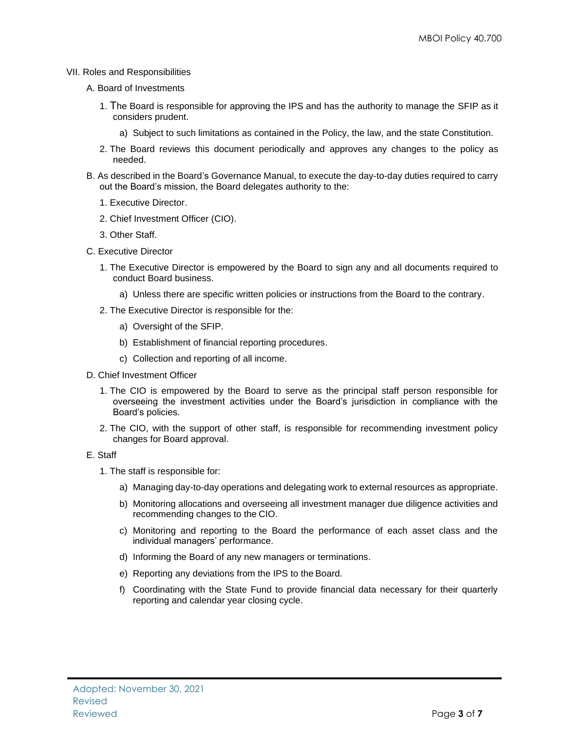VII. Roles and Responsibilities

A. Board of Investments

1. The Board is responsible for approving the IPS and has the authority to manage the SFIP as it considers prudent.
   a) Subject to such limitations as contained in the Policy, the law, and the state Constitution.
2. The Board reviews this document periodically and approves any changes to the policy as needed.

B. As described in the Board's Governance Manual, to execute the day-to-day duties required to carry out the Board's mission, the Board delegates authority to the:

1. Executive Director.
2. Chief Investment Officer (CIO).
3. Other Staff.

C. Executive Director

1. The Executive Director is empowered by the Board to sign any and all documents required to conduct Board business.
   a) Unless there are specific written policies or instructions from the Board to the contrary.
2. The Executive Director is responsible for the:
   a) Oversight of the SFIP.
   b) Establishment of financial reporting procedures.
   c) Collection and reporting of all income.

D. Chief Investment Officer

1. The CIO is empowered by the Board to serve as the principal staff person responsible for overseeing the investment activities under the Board's jurisdiction in compliance with the Board's policies.
2. The CIO, with the support of other staff, is responsible for recommending investment policy changes for Board approval.

E. Staff

1. The staff is responsible for:
   a) Managing day-to-day operations and delegating work to external resources as appropriate.
   b) Monitoring allocations and overseeing all investment manager due diligence activities and recommending changes to the CIO.
   c) Monitoring and reporting to the Board the performance of each asset class and the individual managers' performance.
   d) Informing the Board of any new managers or terminations.
   e) Reporting any deviations from the IPS to the Board.
   f) Coordinating with the State Fund to provide financial data necessary for their quarterly reporting and calendar year closing cycle.

Adopted: November 30, 2021
Revised
Reviewed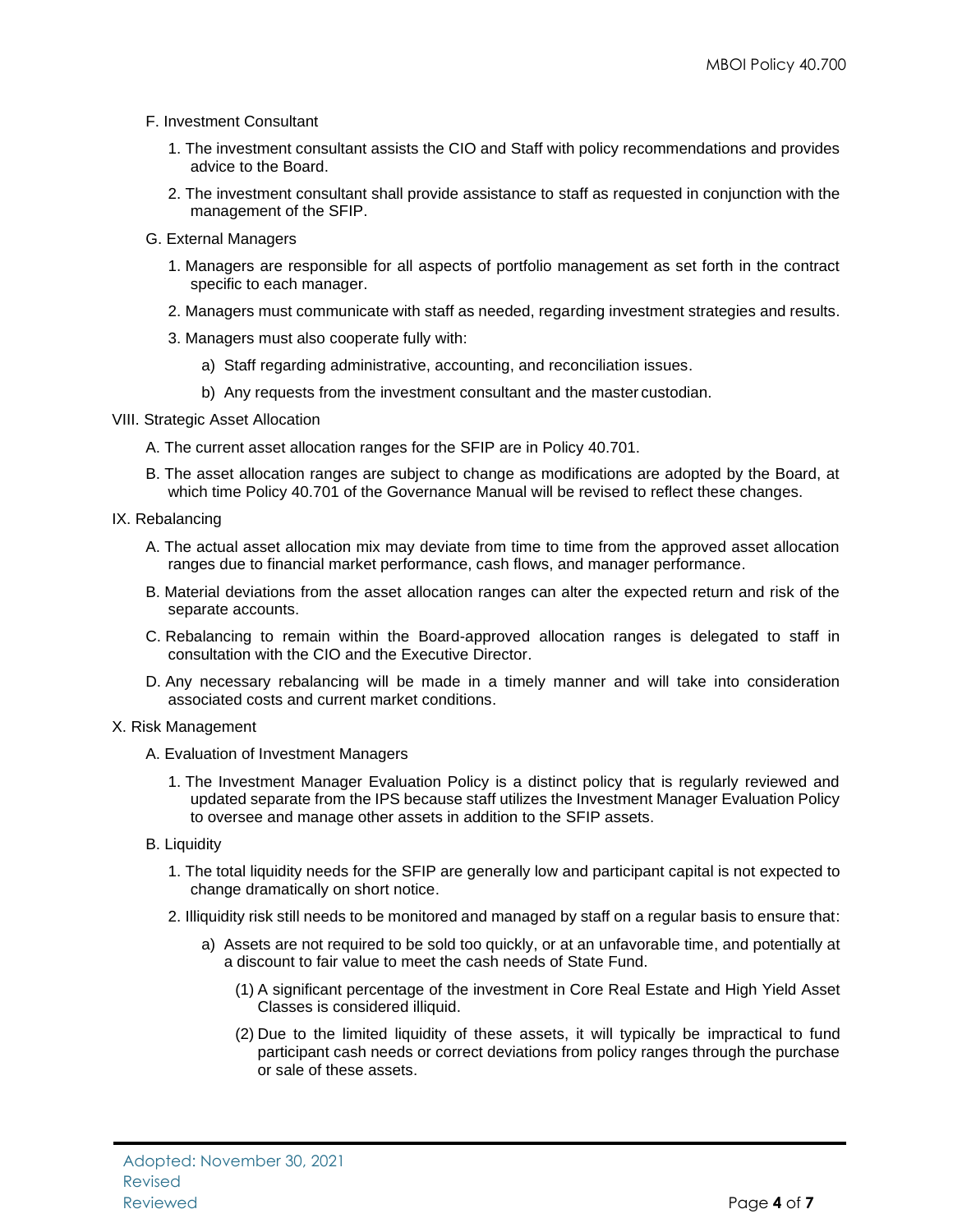F. Investment Consultant

1. The investment consultant assists the CIO and Staff with policy recommendations and provides advice to the Board.

2. The investment consultant shall provide assistance to staff as requested in conjunction with the management of the SFIP.

G. External Managers

1. Managers are responsible for all aspects of portfolio management as set forth in the contract specific to each manager.

2. Managers must communicate with staff as needed, regarding investment strategies and results.

3. Managers must also cooperate fully with:

   a) Staff regarding administrative, accounting, and reconciliation issues.

   b) Any requests from the investment consultant and the master custodian.

VIII. Strategic Asset Allocation

A. The current asset allocation ranges for the SFIP are in Policy 40.701.

B. The asset allocation ranges are subject to change as modifications are adopted by the Board, at which time Policy 40.701 of the Governance Manual will be revised to reflect these changes.

IX. Rebalancing

A. The actual asset allocation mix may deviate from time to time from the approved asset allocation ranges due to financial market performance, cash flows, and manager performance.

B. Material deviations from the asset allocation ranges can alter the expected return and risk of the separate accounts.

C. Rebalancing to remain within the Board-approved allocation ranges is delegated to staff in consultation with the CIO and the Executive Director.

D. Any necessary rebalancing will be made in a timely manner and will take into consideration associated costs and current market conditions.

X. Risk Management

A. Evaluation of Investment Managers

1. The Investment Manager Evaluation Policy is a distinct policy that is regularly reviewed and updated separate from the IPS because staff utilizes the Investment Manager Evaluation Policy to oversee and manage other assets in addition to the SFIP assets.

B. Liquidity

1. The total liquidity needs for the SFIP are generally low and participant capital is not expected to change dramatically on short notice.

2. Illiquidity risk still needs to be monitored and managed by staff on a regular basis to ensure that:

   a) Assets are not required to be sold too quickly, or at an unfavorable time, and potentially at a discount to fair value to meet the cash needs of State Fund.

      (1) A significant percentage of the investment in Core Real Estate and High Yield Asset Classes is considered illiquid.

      (2) Due to the limited liquidity of these assets, it will typically be impractical to fund participant cash needs or correct deviations from policy ranges through the purchase or sale of these assets.

Adopted: November 30, 2021
Revised
Reviewed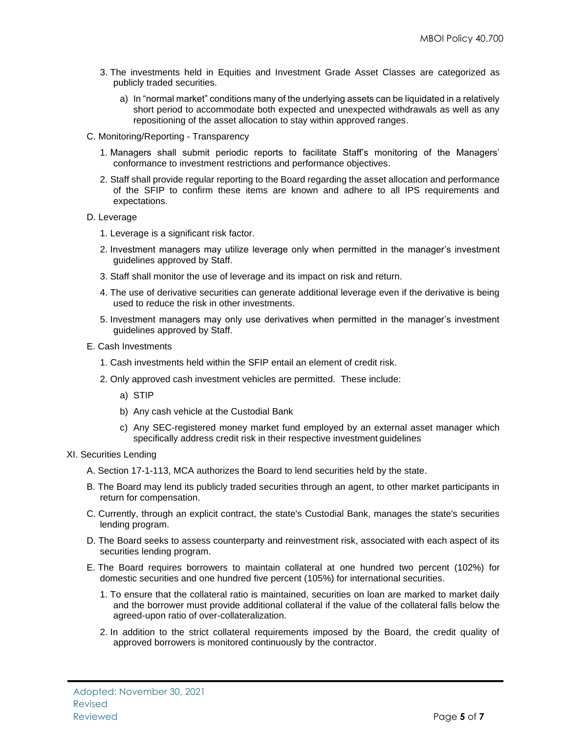3. The investments held in Equities and Investment Grade Asset Classes are categorized as publicly traded securities.

   a) In "normal market" conditions many of the underlying assets can be liquidated in a relatively short period to accommodate both expected and unexpected withdrawals as well as any repositioning of the asset allocation to stay within approved ranges.

C. Monitoring/Reporting - Transparency

1. Managers shall submit periodic reports to facilitate Staff's monitoring of the Managers' conformance to investment restrictions and performance objectives.
2. Staff shall provide regular reporting to the Board regarding the asset allocation and performance of the SFIP to confirm these items are known and adhere to all IPS requirements and expectations.

D. Leverage

1. Leverage is a significant risk factor.
2. Investment managers may utilize leverage only when permitted in the manager's investment guidelines approved by Staff.
3. Staff shall monitor the use of leverage and its impact on risk and return.
4. The use of derivative securities can generate additional leverage even if the derivative is being used to reduce the risk in other investments.
5. Investment managers may only use derivatives when permitted in the manager's investment guidelines approved by Staff.

E. Cash Investments

1. Cash investments held within the SFIP entail an element of credit risk.
2. Only approved cash investment vehicles are permitted. These include:

   a) STIP

   b) Any cash vehicle at the Custodial Bank

   c) Any SEC-registered money market fund employed by an external asset manager which specifically address credit risk in their respective investment guidelines

XI. Securities Lending

A. Section 17-1-113, MCA authorizes the Board to lend securities held by the state.

B. The Board may lend its publicly traded securities through an agent, to other market participants in return for compensation.

C. Currently, through an explicit contract, the state's Custodial Bank, manages the state's securities lending program.

D. The Board seeks to assess counterparty and reinvestment risk, associated with each aspect of its securities lending program.

E. The Board requires borrowers to maintain collateral at one hundred two percent (102%) for domestic securities and one hundred five percent (105%) for international securities.

1. To ensure that the collateral ratio is maintained, securities on loan are marked to market daily and the borrower must provide additional collateral if the value of the collateral falls below the agreed-upon ratio of over-collateralization.
2. In addition to the strict collateral requirements imposed by the Board, the credit quality of approved borrowers is monitored continuously by the contractor.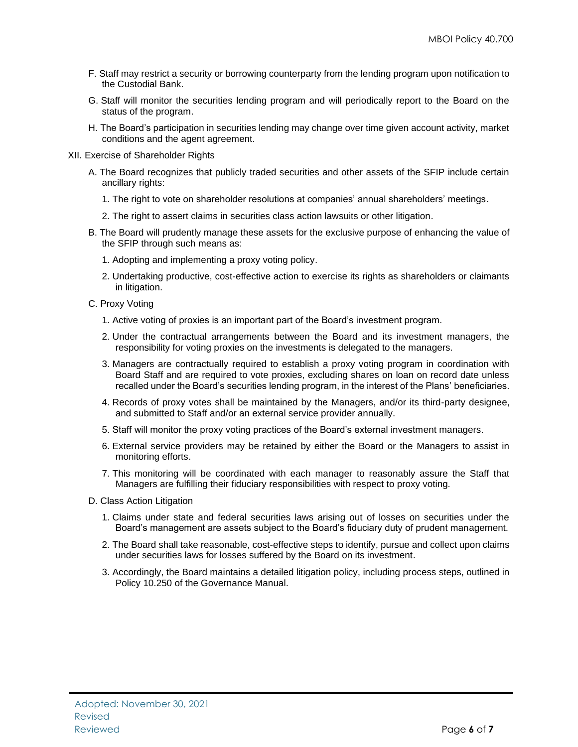F. Staff may restrict a security or borrowing counterparty from the lending program upon notification to the Custodial Bank.

G. Staff will monitor the securities lending program and will periodically report to the Board on the status of the program.

H. The Board's participation in securities lending may change over time given account activity, market conditions and the agent agreement.

XII. Exercise of Shareholder Rights

A. The Board recognizes that publicly traded securities and other assets of the SFIP include certain ancillary rights:

1. The right to vote on shareholder resolutions at companies' annual shareholders' meetings.

2. The right to assert claims in securities class action lawsuits or other litigation.

B. The Board will prudently manage these assets for the exclusive purpose of enhancing the value of the SFIP through such means as:

1. Adopting and implementing a proxy voting policy.

2. Undertaking productive, cost-effective action to exercise its rights as shareholders or claimants in litigation.

C. Proxy Voting

1. Active voting of proxies is an important part of the Board's investment program.

2. Under the contractual arrangements between the Board and its investment managers, the responsibility for voting proxies on the investments is delegated to the managers.

3. Managers are contractually required to establish a proxy voting program in coordination with Board Staff and are required to vote proxies, excluding shares on loan on record date unless recalled under the Board's securities lending program, in the interest of the Plans' beneficiaries.

4. Records of proxy votes shall be maintained by the Managers, and/or its third-party designee, and submitted to Staff and/or an external service provider annually.

5. Staff will monitor the proxy voting practices of the Board's external investment managers.

6. External service providers may be retained by either the Board or the Managers to assist in monitoring efforts.

7. This monitoring will be coordinated with each manager to reasonably assure the Staff that Managers are fulfilling their fiduciary responsibilities with respect to proxy voting.

D. Class Action Litigation

1. Claims under state and federal securities laws arising out of losses on securities under the Board's management are assets subject to the Board's fiduciary duty of prudent management.

2. The Board shall take reasonable, cost-effective steps to identify, pursue and collect upon claims under securities laws for losses suffered by the Board on its investment.

3. Accordingly, the Board maintains a detailed litigation policy, including process steps, outlined in Policy 10.250 of the Governance Manual.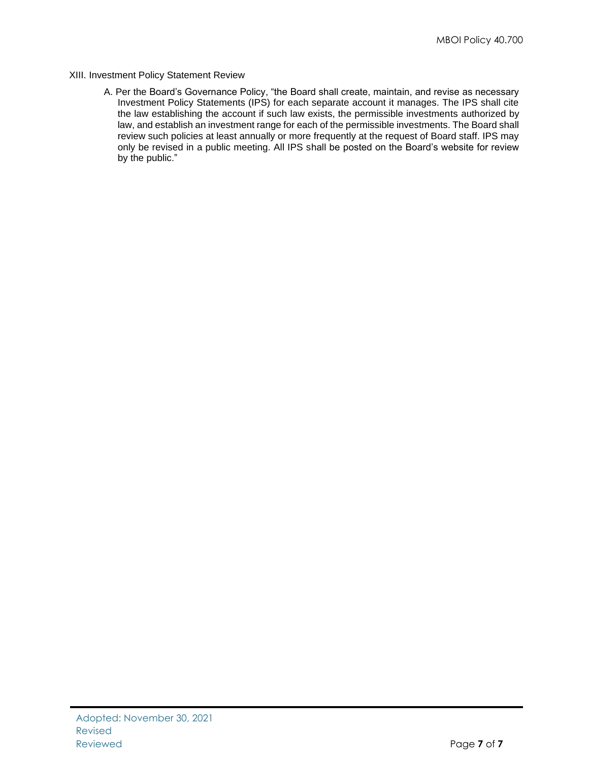## XIII. Investment Policy Statement Review

A. Per the Board's Governance Policy, "the Board shall create, maintain, and revise as necessary Investment Policy Statements (IPS) for each separate account it manages. The IPS shall cite the law establishing the account if such law exists, the permissible investments authorized by law, and establish an investment range for each of the permissible investments. The Board shall review such policies at least annually or more frequently at the request of Board staff. IPS may only be revised in a public meeting. All IPS shall be posted on the Board's website for review by the public."

Adopted: November 30, 2021
Revised
Reviewed